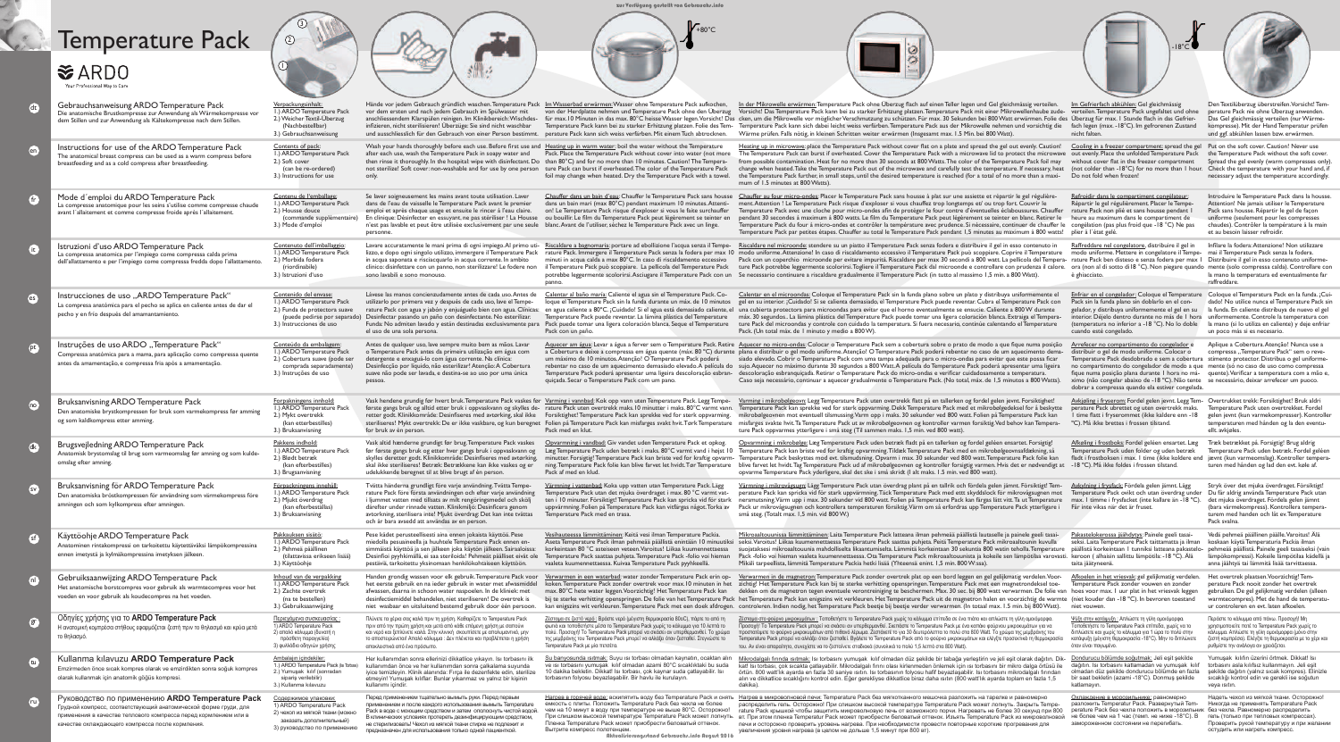# Temperature Pack

**ARDO** – Your Professional Way to Care

## DE – Gebrauchsanweisung ARDO Temperature Pack

Die anatomische Brustkompresse zur Anwendung als Wärmekompresse vor dem Stillen und zur Anwendung als Kältekompresse nach dem Stillen.

**Verpackungsinhalt:**
1.) ARDO Temperature Pack
2.) Weicher Textil-Überzug (Nachbestellbar)
3.) Gebrauchsanweisung

Hände vor jedem Gebrauch gründlich waschen. Temperature Pack vor dem ersten und nach jedem Gebrauch im Spülwasser mit anschliessendem Klarspülen reinigen. Im Klinikbereich: Wischdesinfizieren, nicht sterilisieren! Überzug: Sie sind nicht waschbar und ausschliesslich für den Gebrauch von einer Person bestimmt.

**Im Wasserbad erwärmen:** Wasser ohne Temperature Pack aufkochen, von der Herdplatte nehmen und Temperature Pack ohne den Überzug für max. 10 Minuten in das max. 80 °C heisse Wasser legen. Vorsicht! Das Temperature Pack kann bei zu starker Erhitzung platzen. Folie des Temperature Pack kann sich weiss verfärben. Mit einem Tuch abtrocknen.

**In der Mikrowelle erwärmen:** Temperature Pack ohne Überzug flach auf einen Teller legen und Gel gleichmässig verteilen. Vorsicht! Das Temperature Pack kann bei zu starker Erhitzung platzen. Temperature Pack mit einer Mikrowellenhaube zudecken, um die Mikrowelle vor möglicher Verschmutzung zu schützen. Für max. 30 Sekunden bei 800 Watt erwärmen. Folie des Temperature Pack kann sich dabei leicht weiss verfärben. Temperature Pack aus der Mikrowelle nehmen und vorsichtig die Wärme prüfen. Falls nötig, in kleinen Schritten weiter erwärmen (insgesamt max. 1.5 Min. bei 800 Watt).

**Im Gefrierfach abkühlen:** Gel gleichmässig verteilen. Temperature Pack ungefaltet und ohne Überzug für max. 1 Stunde flach in das Gefrierfach legen (max. -18 °C). Im gefrorenen Zustand nicht falten.

Den Textilüberzug überstreifen. Vorsicht! Temperature Pack nie ohne Überzug anwenden. Das Gel gleichmässig verteilen (nur Wärmekompresse). Mit der Hand Temperatur prüfen und ggf. abkühlen lassen bzw. erwärmen.

## EN – Instructions for use of the ARDO Temperature Pack

The anatomical breast compress can be used as a warm compress before breastfeeding and as a cold compress after breastfeeding.

**Contents of pack:**
1.) ARDO Temperature Pack
2.) Soft cover (can be re-ordered)
3.) Instructions for use

Wash your hands thoroughly before each use. Before first use and after each use, wash the Temperature Pack in soapy water and then rinse it thoroughly. In the hospital wipe with disinfectant. Do not sterilize! Soft cover: non-washable and for use by one person only.

**Heating up in warm water:** boil the water without the Temperature Pack. Place the Temperature Pack without cover into water (not more than 80 °C) and for no more than 10 minutes. Caution! The Temperature Pack can burst if overheated. The color of the Temperature Pack foil may change when heated. Dry the Temperature Pack with a towel.

**Heating up in microwave:** place the Temperature Pack without cover flat on a plate and spread the gel out evenly. Caution! The Temperature Pack can burst if overheated. Cover the Temperature Pack with a microwave lid to protect the microwave from possible contamination. Heat for no more than 30 seconds at 800 Watts. The color of the Temperature Pack foil may change when heated. Take the Temperature Pack out of the microwave and carefully test the temperature. If necessary, heat the Temperature Pack further, in small steps, until the desired temperature is reached (for a total of no more than a maximum of 1.5 minutes at 800 Watts).

**Cooling in a freezer compartment:** spread the gel out evenly. Place the unfolded Temperature Pack without cover flat in a freezer compartment (not colder than -18 °C) for no more than 1 hour. Do not fold when frozen!

Put on the soft cover. Caution! Never use the Temperature Pack without the soft cover. Spread the gel evenly (warm compresses only). Check the temperature with your hand and, if necessary adjust the temperature accordingly.

## FR – Mode d'emploi du ARDO Temperature Pack

La compresse anatomique pour les seins s'utilise comme compresse chaude avant l'allaitement et comme compresse froide après l'allaitement.

**Contenu de l'emballage:**
1.) ARDO Temperature Pack
2.) Housse douce (commande supplémentaire)
3.) Mode d'emploi

Se laver soigneusement les mains avant toute utilisation. Laver dans de l'eau de vaisselle le Temperature Pack avant le premier emploi et après chaque usage et ensuite le rincer à l'eau claire. En clinique: Désinfecter en essuyant, ne pas stériliser ! La housse n'est pas lavable et peut être utilisée exclusivement par une seule personne.

**Chauffer dans un bain d'eau:** Chauffer le Temperature Pack sans housse dans un bain marie (max. 80 °C) pendant maximum 10 minutes. Attention! Le Temperature Pack risque d'exploser si vous le faites surchauffer ou bouillir. Le film du Temperature Pack peut légèrement se teinter en blanc. Avant de l'utiliser, séchez le Temperature Pack avec un linge.

**Chauffer au four micro-ondes:** Placer le Temperature Pack sans housse à plat sur une assiette et répartir le gel régulièrement. Attention ! Le Temperature Pack risque d'exploser si vous chauffez trop longtemps et/ou trop fort. Couvrir le Temperature Pack avec une cloche pour micro-ondes afin de protéger le four contre d'éventuelles éclaboussures. Chauffer pendant 30 secondes à maximum à 800 watts. Le film du Temperature Pack peut légèrement se teinter en blanc. Retirer le Temperature Pack du four à micro-ondes et contrôler la température avec prudence. Si nécessaire, continuer de chauffer le Temperature Pack par petites étapes. Chauffer au total le Temperature Pack pendant 1,5 minutes au maximum à 800 watts!

**Refroidir dans le compartiment congélateur:** Répartir le gel régulièrement. Placer le Temperature Pack non plié et sans housse pendant 1 heure au maximum dans le compartiment de congélation (pas plus froid que -18 °C). Ne pas plier à l'état gelé.

Introduire le Temperature Pack dans la housse. Attention! Ne jamais utiliser le Temperature Pack sans housse. Répartir le gel de façon uniforme (seulement pour les compresses chaudes). Contrôler la température à la main et au besoin laisser refroidir.

## IT – Istruzioni d'uso ARDO Temperature Pack

La compressa anatomica per l'impiego come compressa calda prima dell'allattamento e per l'impiego come compressa fredda dopo l'allattamento.

**Contenuto dell'imballaggio:**
1.) ARDO Temperature Pack
2.) Morbida fodera (riordinabile)
3.) Istruzioni d'uso

Lavare accuratamente le mani prima di ogni impiego. Al primo utilizzo, e dopo ogni singolo utilizzo, immergere il Temperature Pack in acqua saponata e risciacquarlo in acqua corrente. In ambito clinico: disinfettare con un panno, non sterilizzare! Le fodere non sono lavabili e sono monouso.

**Riscaldare a bagnomaria:** portare ad ebollizione l'acqua senza il Temperature Pack. Immergere il Temperature Pack senza la fodera per max 10 minuti in acqua calda a max 80 °C. In caso di riscaldamento eccessivo il Temperature Pack può scoppiare. La pellicola del Temperature Pack potrebbe leggermente scolorirsi. Asciugare il Temperature Pack con un panno.

**Riscaldare nel microonde:** stendere su un piatto il Temperature Pack senza fodera e distribuire il gel in esso contenuto in modo uniforme. Attenzione! In caso di riscaldamento eccessivo il Temperature Pack può scoppiare. Coprire il Temperature Pack con un coperchio microonde per evitare impurità. Riscaldarlo per max 30 secondi a 800 watt. La pellicola del Temperature Pack potrebbe leggermente scolorirsi. Togliere il Temperature Pack dal microonde e controllare con prudenza il calore. Se necessario continuare a riscaldare gradualmente il Temperature Pack (in tutto al massimo 1,5 min. a 800 Watt).

**Raffreddare nel congelatore,** distribuire il gel in modo uniforme. Mettere in congelatore il Temperature Pack senza fodera e senza fodere per max 1 ora (non al di sotto di 18 °C). Non piegare quando è ghiacciato.

Infilare la fodera. Attenzione! Non utilizzare mai il Temperature Pack senza la fodera. Distribuire il gel in esso contenuto uniformemente (solo compressa calda). Controllare con la mano la temperatura ed eventualmente far raffreddare.

## ES – Instrucciones de uso „ARDO Temperature Pack"

La compresa anatómica para el pecho se aplica en caliente antes de dar el pecho y en frío después del amamantamiento.

**Contenido del envase:**
1.) ARDO Temperature Pack
2.) Funda de protectora suave (puede pedirse por separado)
3.) Instrucciones de uso

Lávese las manos concienzudamente antes de cada uso. Antes de utilizarlo por primera vez y después de cada uso, lave el Temperature Pack con agua y jabón y enjuáguelo bien con agua. Clínicas: Desinfectar pasando un paño con desinfectante. No esterilizar. Funda: No admiten lavado y están destinadas exclusivamente para el uso de una sola persona.

**Calentar al baño maría:** Caliente el agua sin el Temperature Pack. Coloque el Temperature Pack sin la funda durante un máx. de 10 minutos en agua caliente a 80 °C. ¡Cuidado! Si el agua está demasiado caliente, el Temperature Pack puede reventar. La lámina plástica del Temperature Pack puede tomar una ligera coloración blanca. Seque el Temperature Pack con un paño.

**Calentar en el microondas:** Coloque el Temperature Pack sin la funda plano sobre un plato y distribuya uniformemente el gel en su interior. ¡Cuidado! Si se calienta demasiado el Temperature Pack puede reventar. Cubra el Temperature Pack con una cubierta protectora para microondas para evitar que el horno eventualmente se ensucie. Caliente a 800 W durante máx. 30 segundos. La lámina plástica del Temperature Pack puede tomar una ligera coloración blanca. Extraiga el Temperature Pack del microondas y controle con cuidado la temperatura. Si fuera necesario, continúe calentando el Temperature Pack. (Un total máx. de 1 minuto y medio a 800 W).

**Enfriar en el congelador:** Coloque el Temperature Pack sin la funda plano sin doblarlo en el congelador, y distribuya uniformemente el gel en su interior. Déjelo dentro durante no más de 1 hora (temperatura no inferior a -18 °C). No lo doble cuando esté congelado.

Coloque el Temperature Pack en la funda. ¡Cuidado! No utilice nunca el Temperature Pack sin la funda. En caliente distribuye de nuevo el gel uniformemente. Controle la temperatura con la mano (si lo utiliza en caliente) y deje enfriar un poco más si es necesario.

## PT – Instruções de uso ARDO „Temperature Pack"

Compressa anatómica para a mama, para aplicação como compressa quente antes da amamentação, e compressa fria após a amamentação.

**Conteúdo da embalagem:**
1.) ARDO Temperature Pack
2.) Cobertura suave (pode ser comprada separadamente)
3.) Instruções de uso

Antes de qualquer uso, lave sempre muito bem as mãos. Lavar o Temperature Pack antes da primeira utilização em água com detergente e enxaguá-lo com água corrente. No clínica: Desinfecção por líquido, não esterilizar! Atenção: A Cobertura suave não pode ser lavada, e destina-se ao uso por uma única pessoa.

**Aquecer em água:** Levar a água a ferver sem o Temperature Pack. Retire a Cobertura e deixe a compressa em água quente (max. 80 °C) durante um máximo de 10 minutos. Atenção! O Temperature Pack poderá rebentar no caso de um aquecimento demasiado elevado. A película do Temperature Pack poderá apresentar uma ligeira descoloração esbranquiçada. Secar o Temperature Pack com um pano.

**Aquecer no micro-ondas:** Colocar o Temperature Pack sem a cobertura sobre o prato de modo a que fique numa posição plana e distribuir o gel de modo uniforme. Atenção! O Temperature Pack poderá rebentar no caso de um aquecimento demasiado elevado. Cobrir o Temperature Pack com uma tampa adequada para o micro-ondas para evitar que este possa ficar sujo. Aquecer no máximo durante 30 segundos a 800 Watt. A película do Temperature Pack poderá apresentar uma ligeira descoloração esbranquiçada. Retirar o Temperature Pack do micro-ondas e verificar cuidadosamente a temperatura. Caso seja necessário, continuar a aquecer gradualmente o Temperature Pack. (No total, máx. de 1.5 minutos a 800 Watts).

**Arrefecer no compartimento do congelador** e distribuir o gel de modo uniforme. Colocar o Temperature Pack desdobrado e sem a cobertura no compartimento do congelador de modo a que fique numa posição plana durante 1 hora, no máximo (não inferior a -18 °C). Não tente dobrar a compressa quando ela estiver congelada.

Aplique a Cobertura. Atenção! Nunca use a compressa „Temperature Pack" sem a respectiva cobertura protectora. Distribua o gel uniformemente (só no caso de uso como compressa quente). Verifique a temperatura à mão e, se necessário, deixar arrefecer um pouco.

## NO – Bruksanvisning ARDO Temperature Pack

Den anatomiske brystkompressen for bruk som varmekompress før amming og som kaldkompress etter amming.

**Forpakningens innhold:**
1.) ARDO Temperature Pack
2.) Mykt overtrekk (kan etterbestilles)
3.) Bruksanvisning

Vask hendene grundig før hvert bruk. Temperature Pack vaskes før første gangs bruk og etter hver bruk i oppvaskvann og skylles deretter godt. Klinikkområde: Desinfiseres med avtørking, skal ikke steriliseres! Mykt overtrekk: De er ikke vaskbare, og kun beregnet for bruk av én person.

**Varming i vannbad:** Kok opp vann uten Temperature Pack. Legg Temperature Pack uten overtrekk maks. 10 minutter i maks. 80 °C varmt vann. Forsiktighet! Temperature Pack kan sprekke ved for sterk oppvarming. Folien på Temperature Pack kan misfarges svakt hvit. Tørk Temperature Pack med en klut.

**Varming i mikrobølgeovn:** Legg Temperature Pack uten overtrekk flatt på en tallerken og fordel gelen jevnt. Forsiktighet! Temperature Pack kan sprekke ved for sterk oppvarming. Dekk Temperature Pack med et mikrobølgedeksel for å beskytte mikrobølgeovnen mot eventuell tilsmussing. Varm opp i maks. 30 sekunder ved 800 watt. Folien på Temperature Pack kan misfarges svakt hvit. Ta Temperature Pack ut av mikrobølgeovnen og kontroller varmen forsiktig. Ved behov kan Temperature Pack oppvarmes ytterligere i små steg (Til sammen maks. 1,5 min. ved 800 watt).

**Avkjøling i fryserom:** Fordel gelen jevnt. Legg Temperature Pack utbrettet og uten overtrekk maks. 1 time flatt i fryserommet (ikke kaldere enn -18 °C). Må ikke brettes i frossen tilstand.

Overtrekket trekk. Forsiktighet! Bruk aldri Temperature Pack uten overtrekket. Fordel gelen jevnt (kun varmekompresser). Kontroller temperaturen med hånden og la den eventuelt avkjøles.

## DK – Brugsvejledning ARDO Temperature Pack

Anatomisk brystomslag til brug som varmeomslag før amning og som koldeomslag efter amning.

**Pakkens indhold:**
1.) ARDO Temperature Pack
2.) Blødt betræk (kan efterbestilles)
3.) Brugsanvisning

Vask altid hænderne grundigt før brug. Temperature Pack vaskes før første gangs brug og efter hver gangs brug i opvaskevand og skylles derefter godt. Klinikområde: Desinficeres ved aftørring, skal ikke steriliseres! Betrækkene kan ikke vaskes og er udelukkende beregnet til at blive brugt af én person.

**Opvarmning i vandbad:** Giv vandet uden Temperature Pack et opkog. Læg Temperature Pack uden betræk i maks. 80 °C varmt vand i højst 10 minutter. Forsigtig! Temperature Pack kan briste ved for kraftig opvarmning. Temperature Pack folie kan blive farvet let hvidt. Tør Temperature Pack af med en klud.

**Opvarmning i mikrobølge:** Læg Temperature Pack uden betræk fladt på en tallerken og fordel gelen ensartet. Forsigtig! Temperature Pack kan briste ved for kraftig opvarmning. Tildæk Temperature Pack med en mikrobølgeovnsafdækning, så Temperature Pack beskyttes mod evt. tilsmudsning. Opvarm i maks. 30 sekunder ved 800 watt. Temperature Pack folie kan blive farvet let hvidt. Tag Temperature Pack ud af mikrobølgeovnen og kontroller forsigtigt varmen. Hvis det er nødvendigt at opvarme Temperature Pack yderligere, skal det ske i små skridt (I alt maks. 1,5 min. ved 800 watt).

**Afkøling i frostboks:** Fordel gelen ensartet. Læg Temperature Pack uden folder og uden betræk fladt i frostboksen i max. 1 time (ikke koldere end -18 °C). Må ikke foldes i frossen tilstand.

Træk betrækket på. Forsigtig! Brug aldrig Temperature Pack uden betræk. Fordel gelen jævnt (kun varmeomslag). Kontroller temperaturen med hånden og lad den evt. køle af.

## SV – Bruksanvisning för ARDO Temperature Pack

Den anatomiska bröstkompressen för användning som värmekompress före amningen och som kylkompress efter amningen.

**Förpackningens innehåll:**
1.) ARDO Temperature Pack
2.) Mjukt överdrag (kan efterbeställas)
3.) Bruksanvisning

Tvätta händerna grundligt före varje användning. Tvätta Temperature Pack före första användningen och efter varje användning i lummet vatten med tillsats av milt rengöringsmedel och skölj därefter under rinnande vatten. Klinikmiljö: Desinficera genom avtorkning, sterilisera inte! Mjukt överdrag: Det kan inte tvättas och är bara avsedd att användas av en person.

**Värmning i vattenbad:** Koka upp vatten utan Temperature Pack. Lägg Temperature Pack utan det mjuka överdraget i max. 80 °C varmt vatten i 10 minuter. Försiktigt! Temperature Pack kan spricka vid för stark uppvärmning. Folien på Temperature Pack kan missfärgas något. Torka av Temperature Pack med en trasa.

**Värmning i mikrovågsugn:** Lägg Temperature Pack utan överdrag plant på en tallrik och fördela gelen jämnt. Försiktigt! Temperature Pack kan spricka vid för stark uppvärmning. Täck Temperature Pack med ett skyddslock för mikrovågsugnen mot nersmutsning. Värm upp i max. 30 sekunder vid 800 watt. Folien på Temperature Pack kan färgas lätt vit. Ta ut Temperature Pack ur mikrovågsugnen och kontrollera temperaturen försiktigt. Värm om så erfordras upp Temperature Pack ytterligare i små steg. (Totalt max. 1,5 min. vid 800 watt).

**Avkylning i frysfack:** Fördela gelen jämnt. Lägg Temperature Pack ovikt och utan överdrag under max. 1 timme i frysfacket (inte kallare än -18 °C). Får inte vikas när det är fruset.

Stryk över det mjuka överdraget. Försiktigt! Du får aldrig använda Temperature Pack utan det mjuka överdraget. Fördela gelen jämnt (bara värmekompress). Kontrollera temperaturen med handen och låt ev. Temperature Pack svalna.

## FI – Käyttöohje ARDO Temperature Pack

Anatominen rintakompressi on tarkoitettu käytettäväksi lämpökompressina ennen imetystä ja kylmäkompressina imetyksen jälkeen.

**Pakkauksen sisältö:**
1.) ARDO Temperature Pack
2.) Pehmeä päällinen (tilattavissa erikseen lisää)
3.) Käyttöohje

Pese kädet perusteellisesti aina ennen jokaista käyttöä. Pese miedellä pesuaineella ja huuhtele Temperature Pack ennen ensimmäistä käyttöä ja sen jälkeen joka käytön jälkeen. Sairaalassa: Desinfioi pyyhkimällä, ei saa steriloida! Pehmeät päälliset eivät ole pestäviä, tarkoitettu yksinomaan henkilökohtaiseen käyttöön.

**Vesihauteessa lämmittäminen:** Keitä vesi ilman Temperature Packia. Aseta Temperature Pack ilman pehmeää päällistä enintään 10 minuutiksi korkeintaan 80 °C asteiseen veteen. Varoitus! Liikaa kuumennettaessa Temperature Pack saattaa puhjeta. Temperature Pack -folio voi hieman vaaleta kuumennettaessa. Kuivaa Temperature Pack pyyhkeellä.

**Mikroaaltouunissa lämmittäminen:** Laita Temperature Pack latteana ilman pehmeää päällistä lautaselle ja painele geeli tasaisesti. Varoitus! Liikaa kuumennettaessa Temperature Pack saattaa puhjeta. Peitä Temperature Pack mikroaaltouunin kuvulla suojataksesi mikroaaltouunia mahdollisilta likaantumisilta. Lämmitä korkeintaan 30 sekuntia 800 watin teholla. Temperature Pack -folio voi hieman vaaleta kuumennettaessa. Ota Temperature Pack mikroaaltouunista ja kokeile sen lämpötila varovasti. Mikäli tarpeellista, lämmitä Temperature Packia hieman lisää (Yhteensä enint. 1,5 min. 800 W:ssa).

**Pakastelokerossa jäähdytys:** Painele geeli tasaisesti. Laita Temperature Pack taittamatta ja ilman päällistä korkeintaan 1 tunniksi lattean pakastelokeroon (vähintään -18 °C). Älä taita jäätyneenä.

Aseta pehmeä päällinen päälle. Varoitus! Älä koskaan käytä Temperature Packia ilman pehmeää päällistä. Painele geeli tasaiseksi (vain lämpökompressi). Kokeile lämpötilaa kädellä ja anna jäähtyä tai lämmitä lisää tarvittaessa.

## NL – Gebruiksaanwijzing ARDO Temperature Pack

Het anatomische borstkompres voor gebruik als warmtecompres voor het voeden en voor gebruik als koudecompres na het voeden.

**Inhoud van de verpakking:**
1.) ARDO Temperature Pack
2.) Zachte overtrek (na te bestellen)
3.) Gebruiksaanwijzing

Handen grondig wassen voor elk gebruik. Temperature Pack voor het eerste gebruik en na ieder gebruik in water met afwasmiddel afwassen, daarna in schoon water naspoelen. In de kliniek: met desinfecterende doekjes behandelen, niet steriliseren! De overtrek is niet wasbaar en uitsluitend bestemd gebruik door één persoon.

**Verwarmen in een waterbad:** water zonder Temperature Pack erin opkoken. Temperature Pack zonder overtrek voor max. 10 minuten in het max. 80 °C hete water leggen. Voorzichtig! Het Temperature Pack kan bij te sterke verhitting openspringen. De folie van het Temperature Pack kan enigszins wit verkleuren. Het Temperature Pack met een doek afdrogen.

**Verwarmen in de magnetron:** Temperature Pack zonder overtrek plat op een bord leggen en gel gelijkmatig verdelen. Voorzichtig! Het Temperature Pack kan bij te sterke verhitting openspringen. Temperature Pack met een magnetronkap afdekken om de magnetron tegen eventuele verontreiniging te beschermen. Max. 30 sec. bij 800 watt verwarmen. De folie van het Temperature Pack kan enigszins wit verkleuren. Het Temperature Pack uit de magnetron nemen en voorzichtig de temperatuur controleren. Indien nodig, het Temperature Pack beetje bij beetje verder verwarmen. (In totaal max. 1,5 min. bij 800 Watt).

**Afkoelen in het vriesvak:** gel gelijkmatig verdelen. Temperature Pack zonder vouwen en zonder hoes voor max. 1 uur plat in het vriesvak leggen (niet kouder dan -18 °C). In bevroren toestand niet vouwen.

Het overtrek plaatsen. Voorzichtig! Temperature Pack nooit zonder het overtrek gebruiken. De gel gelijkmatig verdelen (alleen warmtecompres). Met de hand de temperatuur controleren en ev. laten afkoelen.

## GR – Οδηγίες χρήσης για το ARDO Temperature Pack

Η ανατομική κομπρέσα στήθους εφαρμόζεται ζεστή πριν το θηλασμό και κρύα μετά το θηλασμό.

**Περιεχόμενα συσκευασίας:**
1.) ARDO Temperature Pack
2.) απαλό κάλυμμα (δυνατή η πρόσθετη παραγγελία)
3.) βιβλιαριο οδηγιων χρήσης

Πλένετε τα χέρια σας καλά πριν τη χρήση. Καθαρίζετε το Temperature Pack πριν από την πρώτη χρήση και μετά από κάθε επόμενη χρήση με σαπούνι και νερό και ξεπλύνετε καλά. Στην κλινική: σκουπίστε με απολυμαντικό, μην το αποστειρώνετε! Απαλό κάλυμμα: Δεν πλένεται και προβλέπεται η χρήση αποκλειστικά από ένα πρόσωπο.

**Ζέσταμα σε ζεστό νερό:** Βράστε νερό (μέγιστη θερμοκρασία 80 °C), πάρτε το από τη φωτιά και τοποθετήστε μέσα το Temperature Pack χωρίς το κάλυμμα για 10 λεπτά το πολύ. Προσοχή! Το Temperature Pack μπορεί να σκάσει σε υπερθέρμανση. Το χρώμα της μεμβράνης του Temperature Pack μπορεί να αλλάξει όταν ζεσταθεί. Στεγνώστε το Temperature Pack με μία πετσέτα.

**Ζέσταμα στο φούρνο μικροκυμάτων:** Τοποθετήστε το Temperature Pack χωρίς το κάλυμμα επίπεδα σε ένα πιάτο και απλώστε τη γέλη ομοιόμορφα. Προσοχή! Το Temperature Pack μπορεί να σκάσει σε υπερθέρμανση. Σκεπάστε το Temperature Pack με ένα καπάκι φούρνου μικροκυμάτων για να προστατεύσετε το φούρνο μικροκυμάτων από πιθανή λέρωμα. Ζεστάνετε το για 30 δευτερόλεπτα το πολύ στα 800 Watt. Το χρώμα της μεμβράνης του Temperature Pack μπορεί να αλλάξει όταν ζεσταθεί. Βγάλτε το Temperature Pack από το φούρνο μικροκυμάτων και ελέγξτε προσεκτικά τη θερμοκρασία του. Αν είναι απαραίτητο, συνεχίστε να το ζεσταίνετε σταδιακά (συνολικά το πολύ 1,5 λεπτό στα 800 Watt).

**Ψύξη στην κατάψυξη:** Απλώστε τη γέλη ομοιόμορφα. Τοποθετήστε το Temperature Pack επίπεδο, χωρίς να το διπλώσετε και χωρίς το κάλυμμα για 1 ώρα το πολύ στην κατάψυξη (μέγιστη θερμοκρασία -18 °C). Μην το διπλώνετε όταν είναι παγωμένο.

Περάστε το κάλυμμα από πάνω. Προσοχή! Μη χρησιμοποιείτε ποτέ το Temperature Pack χωρίς το κάλυμμα. Απλώστε τη γέλη ομοιόμορφα (μόνο όταν ζεστή κομπρέσα). Ελέγξτε τη θερμοκρασία με το χέρι και ρυθμίστε την ανάλογα αν χρειάζεται.

## TR – Kullanma kılavuzu ARDO Temperature Pack

Emzirmeden önce sıcak kompres olarak ve emzirdikten sonra soğuk kompres olarak kullanılan anatomik göğüs kompresi.

**Ambalajın içindekiler:**
1.) ARDO Temperature Pack (Isı Tabası)
2.) Yumuşak kılıf (sonradan siparişverilebilir)
3.) Kullanma kılavuzu

Her kullanımdan önce ellerinizi dikkatlice yıkayın. Isı torbasını ilk kullanımdan önce ve her kullanımdan sonra sabunlu su ile yıkayın ve iyice temizleyin. Klinik alanında: Firçayla dezenfekte edin, sterilize etmeyin! Yumuşak kılıflar: Bunlar yıkanmaz ve yalnız bir kişinin kullanımı içindir.

**Su banyosunda ısıtmak:** Suyu ısı torbası olmadan kaynatın, ocaktan alın ve ısı torbasını yumuşak kılıf olmadan azami 80 °C sıcaklıktaki bu suda 10 dakika bekletin. Dikkat! Isı torbası, çok kaynar suda patlayabilir. Isı torbasının folyosu beyazlaşabilir. Bir havlu ile kurulayın.

**Mikrodalga fırında ısıtmak:** Isı torbasını yumuşak kılıf olmadan düz şekilde bir tabağa yerleştirin ve jeli eşit olarak dağıtın. Dikkat! Isı torbası, çok sıcaklarda patlayabilir. Mikrodalgalı fırını olası kirlenmeden önlemek için ısı torbasını bir mikro dalga örtüsü ile örtün. 800 watt'lık ayarda en fazla 30 saniye ısıtın. Isı torbasının folyosu hafif beyazlaşabilir. Isı torbasını mikrodalga fırından alın ve dikkatlice sıcaklığını kontrol edin. Eğer gerekliyse sıcaklığı tekrar kontrol edin (800 watt'lık ayarda toplam en fazla 1,5 dakika).

**Dondurucu bölümde soğutmak:** Jeli eşit şekilde dağıtın. Isı torbasını katlamadan ve yumuşak kılıf olmadan düz şekilde dondurucu bölüme en fazla bir saat bekletin (azami -18 °C). Donmuş şekilde katlamayın.

Yumuşak kılıfın üzerini örtmek. Dikkat! Isı torbasını asla kılıfsız kullanmayın. Jeli eşit şekilde dağıtın (sadece sıcak kompres). Elinizle sıcaklığı kontrol edin ve gerekli ise soğutun veya ısıtın.

## RU – Руководство по применению ARDO Temperature Pack

Грудной компресс, соответствующий анатомической форме груди, для применения в качестве теплового компресса перед кормлением и в качестве охлаждающего компресса после кормления.

**Содержимое упаковки:**
1) ARDO Temperature Pack
2) чехол из мягкой ткани (можно заказать дополнительный)
3) руководство по применению

Перед применением тщательно вымыть руки. Перед первым применением и после каждого использования вымыть Temperature Pack в воде с моющим средством и затем сполоснуть чистой водой. В клинических условиях протереть дезинфицирующим средством, не стерилизовать! Чехол из мягкой ткани стирке не подлежит и предназначен для использования только одной пациенткой.

**Нагрев в горячей воде:** вскипятить воду без Temperature Pack и снять емкость с плиты. Положить Temperature Pack без чехла не более чем на 10 минут в воду при температуре не выше 80 °C. Осторожно! При слишком высокой температуре Temperature Pack может лопнуть. Пленка Temperature Pack может приобрести белесый оттенок. Вытрите компресс полотенцем.

**Нагрев в микроволновой печи:** Temperature Pack без мягкотканного мешочка положить на тарелке и равномерно распределить гель. Осторожно! При слишком высокой температуре Temperature Pack может лопнуть. Закрыть Temperature Pack крышкой чтобы защитить микроволновую печь от возможного потека. Нагревать в микроволновке не более 30 секунд при 800 Вт. При этом пленка Temperature Pack может приобрести белесый оттенок. Извлечь Temperature Pack из микроволновой печи и осторожно проверить уровень нагрева. При необходимости провести повторные короткие прогревания для увеличения уровня нагрева (в целом не дольше 1,5 минут при 800 вт).

**Охлаждение в морозильнике:** равномерно разложить Temperature Pack. Развернутый Temperature Pack без чехла положить в морозильник не более чем на 1 час (темп. не ниже -18 °C). В замороженном состоянии не перегибать.

Надеть чехол из мягкой ткани. Осторожно! Никогда не применять Temperature Pack без чехла. Равномерно распределить гель (только при тепловых компрессах). Проверить рукой температуру и при желании остудить или нагреть компресс.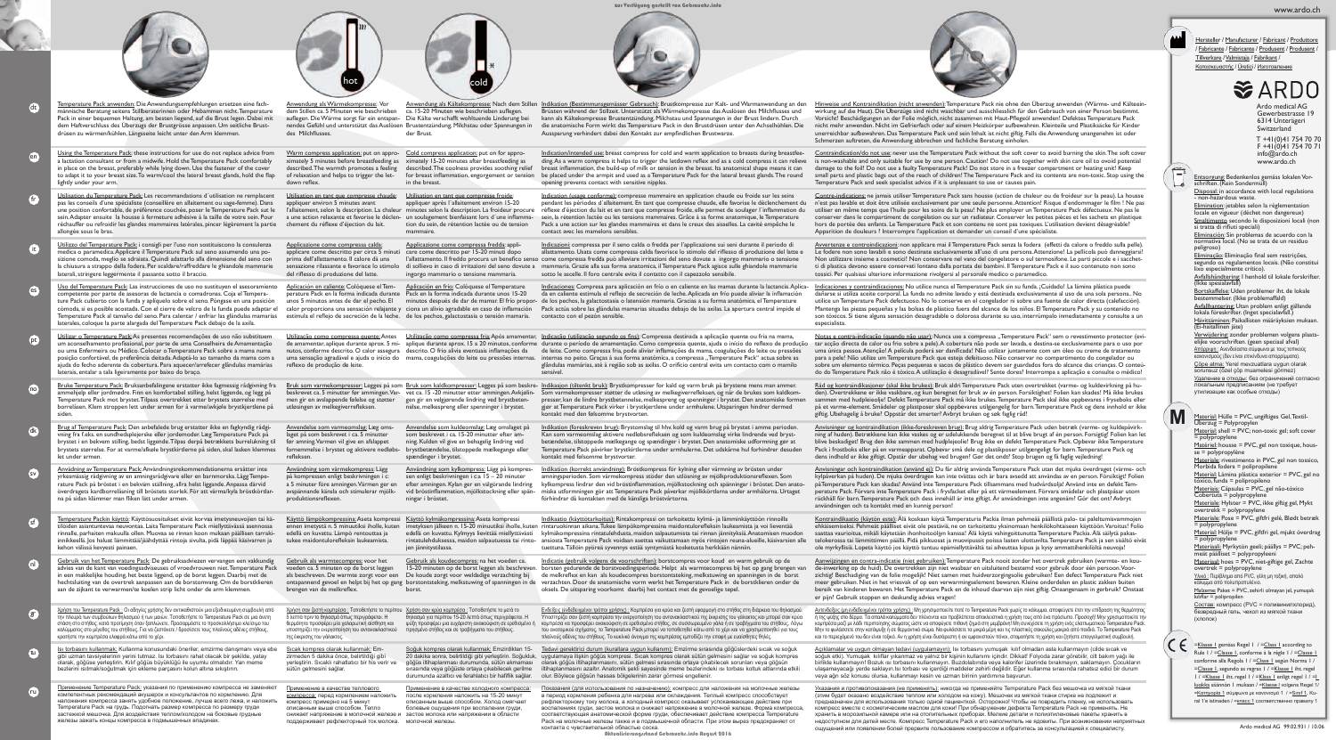hot

cold

**de**

**Temperature Pack anwenden:** Die Anwendungsempfehlungen ersetzen eine fachmännische Beratung seitens Stillberaterinnen oder Hebammen nicht. Temperature Pack in einer bequemen Haltung, am besten liegend, auf die Brust legen. Dabei mit dem Haftverschluss des Überzugs der Brustgrösse anpassen. Um seitliche Brustdrüsen zu wärmen/kühlen, Längsseite leicht unter den Arm klemmen.

**Anwendung als Wärmekompresse:** Vor dem Stillen ca. 5 Minuten wie beschrieben auflegen. Die Wärme sorgt für ein entspannendes Gefühl und unterstützt das Auslösen des Milchflusses.

**Anwendung als Kältekompresse:** Nach dem Stillen ca. 15-20 Minuten wie beschrieben auflegen. Die Kälte verschafft wohltuende Linderung bei Brustentzündung, Milchstau oder Spannungen in der Brust.

**Indikation (bestimmungsgemässer Gebrauch):** Brustkompresse zur Kalt- und Warmanwendung an den Brüsten während der Stillzeit. Unterstützt als Wärmekompresse das Auslösen des Milchflusses und kann als Kältekompresse Brustentzündung, Milchstau und Spannungen in der Brust lindern. Durch die anatomische Form wirkt das Temperature Pack in den Brustdrüsen unter den Achselhöhlen. Die Aussparung verhindert einen Kontakt der empfindlichen Brustwarze.

**Hinweise und Kontraindikation (nicht anwenden):** Temperature Pack nie ohne den Überzug anwenden (Wärme- und Kälteeinwirkung auf die Haut). Der Überzug ist nicht waschbar und ausschliesslich für den Gebrauch von einer Person bestimmt. Vorsicht! Beschädigungen an der Folie möglich, nicht zusammen mit Haut-Pflegeöl anwenden! Defekte Temperature Pack nicht mehr anwenden. Nicht im Gefrierfach oder auf einem Heizkörper aufbewahren. Kleinteile und Plastiksäcke für Kinder unerreichbar aufbewahren. Das Temperature Pack und sein Inhalt ist nicht giftig. Falls die Anwendung unangenehm ist oder Schmerzen auftreten, die Anwendung abbrechen und fachliche Beratung einholen.

**en**

**Using the Temperature Pack:** these instructions for use do not replace advice from a lactation consultant or from a midwife. Hold the Temperature Pack comfortably in place on the breast, preferably while lying down. Use the fastener of the cover to adapt it to your breast size. To warm/cool the lateral breast glands, hold the flap lightly under your arm.

**Warm compress application:** put on approximately 5 minutes before breastfeeding as described. The warmth promotes a feeling of relaxation and helps to trigger the letdown reflex.

**Cold compress application:** put on for approximately 15-20 minutes after breastfeeding as described. The coolness provides soothing relief for breast inflammation, engorgement or tension in the breast.

**Indication/intended use:** breast compress for cold and warm application to breasts during breastfeeding. As a warm compress it helps to trigger the letdown reflex and as a cold compress it can relieve breast inflammation, the build-up of milk or tension in the breast. Its anatomical shape means that it can be placed under the armpit and used as a Temperature Pack for the lateral breast glands. The round opening prevents contact with sensitive nipples.

**Contraindication/do not use:** never use the Temperature Pack without the soft cover to avoid burning the skin. The soft cover is non-washable and only suitable for use by one person. Caution! Do not use together with skin care oil to avoid potential damage to the foil! Do not use a faulty Temperature Pack! Do not store in a freezer compartment or heating unit! Keep small parts and plastic bags out of the reach of children! The Temperature Pack and its contents are non-toxic. Stop using the Temperature Pack and seek specialist advice if it is unpleasant to use or causes pain.

**fr**

**Utilisation du Temperature Pack:** Les recommandations d´utilisation ne remplacent pas les conseils d'une spécialiste (conseillère en allaitement ou sage-femme). Dans une position confortable, de préférence couchée, poser le Temperature Pack sur le sein. Adapter ensuite la housse à fermeture adhésive à la taille de votre sein. Pour réchauffer ou refroidir les glandes mammaires latérales, pincer légèrement la partie allongée sous le bras.

**Utilisation en tant que compresse chaude:** appliquer environ 5 minutes avant l'allaitement, selon la description. La chaleur a une action relaxante et favorise le déclenchement du réflexe d'éjection du lait.

**Utilisation en tant que compresse froide:** appliquer après l'allaitement environ 15-20 minutes selon la description. Le froid procure un soulagement bienfaisant lors d'une inflammation du sein, de rétention lactée ou de tension mammaire.

**Indication (usage conforme):** compresse mammaire en application chaude ou froide sur les seins pendant les périodes d'allaitement. En tant que compresse chaude, elle favorise le déclenchement du réflexe d'éjection du lait et en tant que compresse froide, elle permet de soulager l'inflammation du sein, la rétention lactée ou les tensions mammaires. Grâce à sa forme anatomique, le Temperature Pack a une action sur les glandes mammaires et dans le creux des aisselles. La cavité empêche le contact avec les mamelons sensibles.

**Contre-indications:** ne jamais utiliser Temperature Pack sans housse (action de chaleur ou de froideur sur la peau). La housse n'est pas lavable et doit être utilisée exclusivement par une seule personne. Attention! Risque d'endommager le film! Ne pas utiliser en même temps que l'huile pour les soins de la peau! Ne plus employer un Temperature Pack défectueux. Ne pas le conserver dans le compartiment de congélation ou sur un radiateur. Conserver les petites pièces et les sachets en plastique hors de portée des enfants. Le Temperature Pack et son contenu ne sont pas toxiques. L'utilisation devient désagréable? Apparition de douleurs? Interrompre l'application et demander un conseil d'une spécialiste.

**it**

**Utilizzo del Temperature Pack:** i consigli per l'uso non sostituiscono la consulenza medica o paramedica. Applicare il Temperature Pack sul seno assumendo una posizione comoda, meglio se sdraiata. Quindi adattarlo alla dimensione del seno con la chiusura a strappo della fodera. Per scaldare/raffreddare le ghiandole mammarie laterali, stringere leggermente il passante sotto il braccio.

**Applicazione come compressa calda:** applicare come descritto per circa 5 minuti prima dell'allattamento. Il calore dà una sensazione rilassante e favorisce lo scatto del riflesso di produzione del latte.

**Applicazione come compressa fredda:** applicare come descritto per 15-20 minuti dopo l'allattamento. Il freddo procura un benefico sollievo in caso di irritazioni del seno dovute a ingorgo mammario o tensione mammaria.

**Indicazioni:** compressa per il seno calda o fredda per l'applicazione sui seni durante il periodo di allattamento. Usata come compressa calda favorisce lo stimolo del riflesso di produzione del latte e come compressa fredda può alleviare irritazioni del seno dovute a ingorgo mammario o tensione mammaria. Grazie alla sua forma anatomica, il Temperature Pack agisce sulle ghiandole mammarie sotto le ascelle. Il foro centrale evita il contatto con il capezzolo sensibile.

**Avvertenze e controindicazioni:** non applicare mai il Temperature Pack senza la fodera (effetti da calore o freddo sulla pelle). Le fodere non sono lavabili e sono destinate esclusivamente all'uso di una persona. Attenzione! La pellicola può danneggiarsi! Non utilizzare insieme a cosmetici! Non conservare nel vano del congelatore o sul termosifone. Le parti piccole e i sacchetti di plastica devono essere conservati lontano dalla portata dei bambini. Il Temperature Pack e il suo contenuto non sono tossici. Per qualsiasi ulteriore informazione rivolgersi al personale medico o paramedico.

**es**

**Uso del Temperature Pack:** Las instrucciones de uso no sustituyen el asesoramiento competente por parte de asesoras de lactancia o comadronas. Coja el Temperature Pack cubierto con la funda y aplíquelo sobre el seno. Póngase en una posición cómoda, si es posible acostada. Con el cierre de velcro de la funda puede adaptar el Temperature Pack al tamaño del seno. Para calentar / enfriar las glándulas mamarias laterales, coloque la parte alargada del Temperature Pack debajo de la axila.

**Aplicación en caliente:** Colóquese el Temperature Pack en la forma indicada durante unos 5 minutos antes de dar el pecho. El calor proporciona una sensación relajante y estimula el reflejo de secreción de la leche.

**Aplicación en frío:** Colóquese el Temperature Pack en la forma indicada durante unos 15-20 minutos después de dar de mamar. El frío proporciona un alivio agradable en caso de inflamación de los pechos, galactostasis o tensión mamaria.

**Indicaciones:** Compresa para aplicación en frío o en caliente en las mamas durante la lactancia. Aplicada en caliente puede estimular el reflejo de secreción de leche. Aplicada en frío puede aliviar la inflamación de los pechos, la galactostasis o tensión mamaria. Gracias a su forma anatómica, el Temperature Pack actúa sobre las glándulas mamarias situadas debajo de las axilas. La apertura central impide el contacto con el pezón sensible.

**Indicaciones y contraindicaciones:** No utilice nunca el Temperature Pack sin su funda. ¡Cuidado! La lámina plástica puede dañarse si utiliza aceite corporal. La funda no admite lavado y está destinada exclusivamente al uso de una sola persona. No utilice un Temperature Pack defectuoso. No lo conserve en el congelador ni sobre una fuente de calor directa (calefacción). Mantenga las piezas pequeñas y las bolsas de plástico fuera del alcance de los niños. El Temperature Pack y su contenido no son tóxicos. Si tiene alguna sensación desagradable o dolorosa durante su uso, interrúmpalo inmediatamente y consulte a un especialista.

**pt**

**Utilizar o Temperature Pack:** As presentes recomendações de uso não substituem um aconselhamento profissional, por parte de uma Conselheira de Amamentação ou uma Enfermeira ou Médico. Colocar o Temperature Pack sobre a mama numa posição confortável, de preferência deitada. Adaptá-lo ao tamanho da mama com a ajuda do fecho aderente da cobertura. Para aquecer/arrefecer glândulas mamárias laterais, entalar a tala ligeiramente por baixo do braço.

**Utilização como compressa quente:** Antes de amamentar, aplique durante aprox. 5 minutos, conforme descrito. O calor assegura uma sensação agradável e ajuda o início do reflexo de produção de leite.

**Utilização como compressa fria:** Após amamentar, aplique durante aprox. 15 a 20 minutos, conforme descrito. O frio alivia eventuais inflamações da mama, coagulações de leite ou pressões internas.

**Indicação (utilização segundo os fins):** Compressa destinada a aplicação quente ou fria na mama, durante o período de amamentação. Como compressa quente, ajuda o início do reflexo de produção de leite. Como compressa fria, pode aliviar inflamações da mama, coagulações de leite ou pressões internas no peito. Graças à sua forma anatómica, o Temperature Pack actua sobre as glândulas mamárias, até à região sob as axilas. O orifício central evita um contacto com o mamilo sensível.

**Notas e contra-indicação (quando não usar):** Nunca use a compressa „Temperature Pack" sem o revestimento protector (evitar acção directa de calor ou frio sobre a pele). A cobertura não pode ser lavada, e destina-se exclusivamente para o uso por uma única pessoa. Atenção! A película poderá ser danificada! Não utilizar juntamente com um óleo ou creme de tratamento para a pele! Não utilize um Temperature Pack que esteja defeituoso. Não conservar no compartimento do congelador ou sobre um elemento térmico. Peças pequenas e sacos de plástico devem ser guardados fora do alcance das crianças. O conteúdo do Temperature Pack não é tóxico. A utilização é desagradável? Sente dores? Interrompa a aplicação e consulte o especialista.

**no**

**Bruke Temperature Pack:** Bruksanbefalingene erstatter ikke fagmessig rådgivning fra ammehjelp eller jordmødre. Finn en komfortabel stilling, helst liggende, og legg på Temperature Pack mot brystet. Tilpass overtrekket etter brystets størrelse med borrelåsen. Klem stroppen lett under armen for å varme/avkjøle brystkjertlene på siden.

**Bruk som varmekompresser:** Legges på som beskrevet ca. 5 minutter før ammingen. Varmen gir en avslappende følelse og støtter utløsningen av melkegiverrefleksen.

**Bruk som kuldekompresser:** Legges på som beskrevet ca. 15 -20 minutter etter ammingen. Avkjølingen gir en velgjørende lindring ved brystbetennelse, melkespreng eller spenninger i brystet.

**Indikasjon (tiltenkt bruk):** Brystkompresser for kald og varm bruk på brystene mens man ammer. Som varmekompresser støtter de utløsning av melkegiverrefleksen, og når de brukes som kaldkompresser, kan de lindre brystbetennelse, melkespreng og spenninger i brystet. Den anatomiske formen gjør at Temperature Pack virker i brystkjertlene under armhulene. Utsparingen hindrer kontakt med den følsomme brystvorten.

**Råd og kontraindikasjoner (skal ikke brukes):** Bruk aldri Temperature Pack uten overtrekket (varme- og kuldevirkning på huden). Overtrekkene er ikke vaskbare, og kun beregnet for bruk av én person. Forsiktighet! Folien kan skades! Må ikke brukes sammen med hudpleieolje! Defekt Temperature Pack må ikke brukes. Temperature Pack skal ikke oppbevares i fryseboks eller på et varme-element. Smådeler og plastposer skal oppbevares utilgjengelig for barn. Temperature Pack og dens innhold er ikke giftig. Ubehagelig å bruke? Oppstår det smerter? Avbryt bruken og søk faglig råd!

**dk**

**Brug af Temperature Pack:** Den anbefalede brug erstatter ikke en fagkyndig rådgivning fra føde- og ammeeksperter eller jordemødre. Temperature Pack på brystet i en bekvem stilling, bedst liggende. Tilpas derpå betrækkets burrelukning til brystets størrelse. For at varme/afkøle brystkirtlerne på siden, skal lasken klemmes let under armen.

**Anvendelse som varmeomslag:** Læg omslaget på som beskrevet ca. 5 min. inden amning. Varmen giver en afslappet fornemmelse i brystet og understøtter udløsningen af mælkeflowet.

**Anvendelse som kuldeomslag:** Læg omslaget på som beskrevet ca. 15-20 minutter efter amning. Kulden vil give en velgørende lindring ved brystbetændelse, mælkespærring og spændinger i brystet.

**Indikation (foreskreven brug):** Brystomslag til hhv. kold og varm brug på brystet i ammeperioden. Som varmeomslag aktiveres mælkeløsreflekset og som kuldeomslag virke lindrende på brystbetændelse, tilstoppede mælkegange og spændinger i brystet. Den anatomiske udformning gør at Temperature Pack virker på brystkirtlerne under armhulerne. Det udskårne hul forhindrer decideret kontakt med følsomme brystvorter.

**Anvisninger og kontraindikation (ikke-foreskreven brug):** Brug aldrig Temperature Pack uden betræk (varme- og kuldepåvirkning af huden). Betrækkene kan ikke vaskes og er udelukkende beregnet til at blive brugt af en person. Forsigtig! Folien kan blive beskadiget! Brug den ikke sammen med hudplejeolie! Brug ikke en defekt Temperature Pack. Opbevar ikke Temperature Pack i fryseboks eller på et varmeapparat. Opbevar små dele og plastikposer utilgængeligt for børn. Temperature Pack og dens indhold er ikke giftig. Opstår der ubehag ved brugen? Gør det ondt? Stop brugen og få faglig vejledning!

**sv**

**Användning av Temperature Pack:** Användningsrekommendationerna ersätter inte yrkesmässig rådgivning av en amningsrådgivare eller en barnmorska. Lägg Temperature Pack på bröstet i en bekväm ställning, allra helst liggande. Anpassa därvid överdragets kardborrelåsning till bröstets storlek. För att värma/kyla bröstkörtlarna på sidan klämmer man fliken lätt under armen.

**Användning som värmekompress:** Lägg på kompressen enligt beskrivningen i ca. 5 minuter före amningen. Värmen ger en avspännande känsla och stimulerar mjölkproduktionsreflexen.

**Användning som kylkompress:** Lägg på kompressen enligt beskrivningen i ca 15 – 20 minuter efter amningen. Kylan ger en välgörande lindring vid bröstinflammation, mjölkstockning eller spänningar i bröstet.

**Indikation (korrekt användning):** Bröstkompress för kylning eller värmning av bröstet under amningsperioden. Som värmekompress stöder den utlösning av mjölkproduktionsreflexen. Som kylkompress lindrar den vid bröstinflammation, mjölkstockning och spänningar i bröstet. Den anatomiska utformningen gör att Temperature Pack påverkar mjölkkörtlarna under armhålorna. Urtaget förhindrar då kontakten med de känsliga bröstvårtorna.

**Anvisningar och kontraindikation (använd ej):** Du får aldrig använda Temperature Pack utan det mjuka överdraget (värme- och kylpåverkan på huden). De mjuka överdragen kan inte tvättas och är bara avsedda att användas av en person. Försiktighet! Folien på Temperature Pack kan skadas! Använd inte tillsammans med hudvårdsolja! Använd inte en defekt Temperature Pack. Förvara inte Temperature Pack i frysfacket eller på ett värmeelement. Förvara smådelar och plastpåsar utom räckhåll för barn. Temperature Pack och dess innehåll är inte giftigt. Är användningen inte angenäm? Gör det ont? Avbryt användningen och ta kontakt med en kunnig person!

**fi**

**Temperature Packin käyttö:** Käyttösuositukset eivät korvaa imetysneuvojien tai kätilöiden asiantuntevaa neuvontaa. Laita Temperature Pack rinnalle mukavassa asennossa, parhaiten makuulla ollen. Muovaa se rinnan koon mukaan päällisen tarrakiinnikkeillä. Jos haluat lämmittää/jäähdyttää rintoja sivulta, pidä läppää käsivarren ja kehon välissä kevyesti painaen.

**Käyttö lämpökompressina:** Aseta kompressi ennen imetystä n. 5 minuutiksi yllä kuvatulla tavalla. Lämpö rentouttaa ja tukee maidonerityksen laukeamista.

**Käyttö kylmäkompressina:** Aseta kompressi imetyksen jälkeen n. 15-20 minuutiksi yllä kuvatulla tavalla. Kylmyys lievittää miellyttävästi rintatulehdusta, maidon salpautumista tai rintojen jännittyneisyyttä.

**Indikaatio (käyttötarkoitus):** Rintakompressi on tarkoitettu kylmä- ja lämminkäyttöön rinnoilla imetysaikana. Lämpökompressina se tukee maidonerityksen käynnistymistä ja kylmäkompressina lievittää rintatulehdusta, maidon salpautumista tai rintojen jännittyneisyyttä. Anatomisen muotonsa ansiosta Temperature Pack voidaan asettaa vaikuttamaan myös rintojen reuna-alueille. Aukko estää kosketuksen herkkään nänniin.

**Kontraindikaatio (käytön esto):** Älä koskaan käytä Temperature Packia ilman pehmeää päällistä palo- tai paleltumisvammojen ehkäisemiseksi. Pehmeät päälliset eivät ole pestäviä, ne on tarkoitettu yksinomaan yhden henkilön käyttöön. Varoitus! Folio saattaa vaurioitua. Älä käytä yhdessä ihonhoitoöljyn kanssa! Älä käytä vahingoittunutta Temperature Packia. Älä säilytä pakastelokerossa tai lämmittimen päällä. Pidä pikkuosat ja muovipussit poissa lasten ulottuvilta. Temperature Pack ja sen sisältö eivät ole myrkyllisiä. Lopeta käyttö jos käyttö tuntuu epämiellyttävältä tai aiheuttaa kipua ja kysy ammattihenkilöltä neuvoa.

**nl**

**Gebruik van het Temperature Pack:** De gebruiksadviezen vervangen een vakkundig advies van de kant van voedingsadviseuses of vroedvrouwen niet. Temperature Pack in een makkelijke houding, het beste liggend, op de borst leggen. Daarbij met de hechtsluiting van de overtrek aanpassen aan de borstomvang. Om de borstklieren aan de zijkant te verwarmen/te koelen strip licht onder de arm klemmen.

**Gebruik als warmecompres:** voor het voeden ca. 5 minuten op de borst leggen als beschreven. De warmte zorgt voor een ontspannend gevoel en helpt bij het op gang brengen van de melkreflex.

**Gebruik als koudecompres:** na het voeden ca. 15-20 minuten op de borst leggen als beschreven. De koude zorgt voor weldadige verzachting bij borstontsteking, melkstuwing of spanningen in de borst.

**Indicatie (gebruik volgens de voorschriften):** borstcompres voor koud en warm gebruik op de borsten gedurende de borstvoedingsperiode. Helpt als warmecompres bij het op gang brengen van de melkreflex en kan als koudecompres borstontsteking, melkstuwing en spanningen in de borst verzachten. Door de anatomische vorm werkt het Temperature Pack in de borstklieren onder de oksels. De uitsparing voorkomt daarbij het contact met de gevoelige tepel.

**Aanwijzingen en contra-indicatie (niet gebruiken):** Temperature Pack nooit zonder het overtrek gebruiken (warmte- en koude-inwerking op de huid). De overtrekken zijn niet wasbaar en uitsluitend bestemd voor gebruik door één persoon. Voorzichtig! Beschadiging van de folie mogelijk! Niet samen met huidverzorgingsolie gebruiken! Een defect Temperature Pack niet meer gebruiken. Niet in het vriesvak of op een verwarmingselement bewaren. Kleine onderdelen en plastic zakken buiten bereik van kinderen bewaren. Het Temperature Pack en de inhoud daarvan zijn niet giftig. Onaangenaam in gebruik? Ontstaat er pijn? Gebruik stoppen en deskundig advies vragen!

**gr**

**Χρήση του Temperature Pack:** Οι οδηγίες χρήσης δεν αντικαθιστούν μια εξειδικευμένη συμβουλή από την πλευρά των συμβούλων θηλασμού ή των μαιών. Τοποθετήστε το Temperature Pack σε μια άνετη στάση στο στήθος, κατά προτίμηση όταν ξαπλώνετε. Προσαρμόστε το προσκολλητικό κλείσιμο του καλύμματος στο μέγεθος του στήθους. Για να ζεστάνετε / δροσίσετε τους πλάγιους αδένες στο στήθος, κρατήστε την κυρτότητα ελαφρά κάτω από το χέρι.

**Χρήση σαν ζεστή κομπρέσα:** Τοποθετήστε το περίπου 5 λεπτά πριν το θηλασμό όπως περιγράφεται. Η θερμότητα προσφέρει μια χαλαρωτική αίσθηση και υποστηρίζει την ενεργοποίηση του αντανακλαστικού της έκκρισης του γάλακτος.

**Χρήση σαν κρύα κομπρέσα:** Τοποθετήστε το μετά το θηλασμό για περίπου 15-20 λεπτά όπως περιγράφεται. Η ψύξη προσφέρει μια ευχάριστη ανακούφιση σε φλεγμονές του στήθους, σε στάση γάλακτος ή σε τάσεις του στήθους.

**Ενδείξεις (ενδεδειγμένος τρόπος χρήσης):** Κομπρέσα για κρύα και ζεστή εφαρμογή στο στήθος στη διάρκεια του θηλασμού. Υποστηρίζει σαν ζεστή κομπρέσα την ενεργοποίηση του αντανακλαστικού της έκκρισης του γάλακτος και μπορεί σαν κρύα κομπρέσα να ανακουφίσει φλεγμονές του στήθους, στάση γάλακτος και τάσεις του στήθους. Λόγω του ανατομικού σχήματος, το Temperature Pack μπορεί να τοποθετηθεί κάτω από τη μασχάλη και να χρησιμοποιηθεί για τους πλάγιους αδένες του στήθους. Το κυκλικό άνοιγμα προστατεύει από την επαφή με ευαίσθητες θηλές.

**Αντενδείξεις (μη ενδεδειγμένη χρήση):** Μη χρησιμοποιείτε ποτέ το Temperature Pack χωρίς το κάλυμμα, αποφύγετε έτσι την επίδραση της θερμότητας ή της ψύξης στο δέρμα. Το απαλό κάλυμμα δεν πλένεται και προβλέπεται αποκλειστικά για χρήση από ένα άτομο. Προσοχή! Μην χρησιμοποιείτε το κάλυμμα μαζί με λάδι περιποίησης σώματος ώστε να αποφευχθεί η φθορά στη μεμβράνη! Μη χρησιμοποιείτε ένα ελαττωματικό Temperature Pack! Μην το φυλάσσετε στην κατάψυξη ή σε θερμαντικό σώμα! Φυλάσσετε τα μικρά εξαρτήματα και τις πλαστικές σακούλες μακριά από τα παιδιά. Το Temperature Pack και το περιεχόμενό του δεν είναι τοξικά. Αν η χρήση είναι δυσάρεστη ή αν εμφανιστούν πόνοι, σταματήστε τη χρήση και ζητήστε επαγγελματική συμβουλή.

**tu**

**Isı torbasını kullanmak:** Kullanma konusundaki öneriler, emzirme danışmanı veya ebe gibi uzman tavsiyelerinin yerini tutmaz. Isı torbasını rahat olacak bir şekilde, yatar olarak, göğsüne yerleştirin. Kılıf göğüs büyüklüğü ile uyumlu olmalıdır. Yan meme bezlerini ısıtmak/soğutmak için ekleme kol altına sıkıştırın.

**Sıcak kompres olarak kullanmak:** Emzirmeden 5 dakika önce, belirtildiği gibi yerleştirin. Sıcaklık rahatlatıcı bir his verir ve sütün gelmesini sağlar.

**Soğuk kompres olarak kullanmak:** Emzirdikten 15-20 dakika sonra, belirtildiği gibi yerleştirin. Soğukluk, göğüs iltihaplanması durumunda, sütün akmaması sırasında veya göğüste oluşan gerginlikler durumunda azaltıcı ve ferahlatıcı bir hafiflik sağlar.

**Tedavi gerektirir durum (kurallara uygun kullanım):** Emzirme sırasında göğüslerdeki sıcak ve soğuk uygulamaya ilişkin göğüs kompresi. Sıcak kompres olarak sütün gelmesini sağlar ve soğuk kompres olarak göğüs iltihaplanmasını, sütün gelmesi sırasında ortaya çıkabilecek sorunları veya göğüsteki gerginlikleri azaltır. Anatomik şekli sayesinde meme bezlerindeki ısı torbası koltuk altlarında etkili olur. Böylece göğüsün hassas bölgelerinin zarar görmesi engellenir.

**Açıklamalar ve uygun olmayan tedavi (uygulanmayın):** Isı torbasını yumuşak kılıf olmadan asla kullanmayın (cilde sıcak ve soğuk etki). Yumuşak kılıflar yıkanmaz ve yalnız bir kişinin kullanımı içindir. Dikkat! Folyo zarar görebilir, cilt bakım yağı ile birlikte kullanmayın! Bozuk bir ısı torbasını kullanmayın. Buzdolabında veya kalorifer üzerinde bırakmayın. Küçük parçaları ve plastik torbaları çocukların ulaşamayacağı yerde saklayın. Isı torbası ve içeriği zehirli değildir. Eğer kullanma sırasında rahatsız edici bir durum veya ağrı söz konusu olursa, kullanmayı kesin ve uzman birinin yardımına başvurun.

**ru**

**Применение Temperature Pack:** указания по применению компресса не заменяют компетентных рекомендаций акушерок и консультантов по кормлению. Для наложения компресса занять удобное положение, лучше всего лежа, и наложить Temperature Pack на грудь. Подогнать размер компресса по размеру груди застежкой мешочка. Для воздействия теплом/холодом на боковые грудные железы зажать концы компресса в подмышечных впадинах.

**Применение в качестве теплового компресса:** перед кормлением наложить компресс примерно на 5 минут описанным выше способом. Тепло снижает напряжение в молочной железе и поддерживает рефлекторную выработку молока.

**Применение в качестве холодного компресса:** после кормления наложить на 15-20 минут описанным выше способом. Холод смягчает болевые ощущения при воспалении груди, застое молока или напряжении в области молочной железы.

**Показания (для использования по назначению):** компресс для наложения на молочные железы в период кормления ребенка для нагрева или охлаждения. Теплый компресс способствует рефлекторному току молока, а холодный компресс оказывает успокаивающее действие при воспалении груди, застое молока и снижает напряжение в молочной железе. Форма компресса, соответствующая анатомическим формам груди, обеспечивает действие компресса Temperature Pack на молочные железы также и в подмышечной области. При этом вырез предохраняет от контакта с чувствительной областью соска.

**Указания и противопоказания (не применять):** никогда не применяйте Temperature Pack без мешочка из мягкой ткани (этим будет оказано воздействие теплом или холодом на кожу). Мешочки из мягкой ткани стирке не подлежат и предназначены для использования только одной пациенткой. Осторожно! Чтобы не повредить пленку, не использовать компресс вместе с косметическим маслом для кожи! При обнаружении дефекта Temperature Pack не применяйте. Не хранить в морозильной камере или на отопительных приборах. Мелкие детали и полиэтиленовые пакеты хранить в недоступном для детей месте. Компресс Temperature Pack и его наполнитель не ядовиты. При возникновении неприятных ощущений или появлении болей прервите пользование компрессом и обратитесь за консультацией к специалисту.

---

Hersteller / Manufacturer / Fabricant / Produttore / Fabricante / Fabricante / Produsent / Tillverkare / Valmistaja / Fabrikant / Κατασκευαστής / Üretici / Изготовитель

**ARDO**

Ardo medical AG
Gewerbestrasse 19
6314 Unterägeri
Switzerland
T +41(0)41 754 70 70
F +41(0)41 754 70 71
info@ardo.ch
www.ardo.ch

Entsorgung: Bedenkenlos gemäss lokalen Vorschriften. (Kein Sondermüll)
Disposal: in accordance with local regulations - non-hazardous waste.
Élimination: jetables selon la réglementation locale en vigueur (déchet non dangereux)
Smaltimento: secondo le disposizioni locali (non si tratta di rifiuti speciali)
Eliminación: Sin problemas de acuerdo con la normativa local. (No se trata de un residuo peligroso)
Eliminação: Eliminação final sem restrições, segundo os regulamentos locais. (Não constitui lixo especial/tóxico)
Avfallshåndtering: I henhold til lokale forskrifter. (Ikke spesialavfall)
Bortskaffelse: Uden problemer ifht. de lokale bestemmelser. (Ikke problemaffald)
Avfallhantering: Utan problem enligt gällande lokala föreskrifter. (Inget specialavfall.)
Hävittäminen: Paikallisten määräysten mukaan. (Ei-ongelmajäte)
Verwijdering: zonder problemen volgens plaatselijke voorschriften. (geen speciaal afval)
Απόρριψη: Ανεπιφύλακτα σύμφωνα με τους τοπικούς κανονισμούς (δεν είναι επικίνδυνα απορρίμματα)
Çöpe atma: Yerel mevzuatlara uygun olarak sorunsuz (Özel çöp muamelesi gerekmez)
Удаление в отходы: без ограничений согласно локальным предписаниям (не требуют утилизации как особые отходы)

M

Material: Hülle = PVC, ungiftiges Gel, Textil-Überzug = Polypropylene
Material: shell = PVC; non-toxic gel; soft cover = polypropylene
Matériel: housse = PVC, gel non toxique, housse = polypropylène
Materiale: rivestimento = PVC, gel non tossico, Morbida fodera = polipropilene
Material: lámina plástica exterior = PVC, gel no tóxico, funda = polipropileno
Material: Cápsulas = PVC, gel não-tóxico Cobertura = polypropylene
Materiale: Hylster = PVC, ikke giftig gel, Mykt overtrekk = polypropylene
Materiale: Pose = PVC, giftfri gel, Blødt betræk = polypropylene
Material: Hölje = PVC, giftfri gel, mjukt överdrag = polypropylene
Materiaali: Myrkytön geeli; päällys = PVC; pehmeät päälliset = polypropyleeni
Materiaal: hoes = PVC, niet-giftige gel, Zachte overtrek = polypropylene
Υλικό: Περίβλημα από PVC, γέλη μη τοξική, απαλό κάλυμμα από πολυπροπυλένιο.
Malzeme: Paket = PVC, zehirli olmayan jel, Yumuşak kılıf = polipropilen
Состав: компресс (PVC = поливинилхлорид), безвредный гель, чехол из мягкой ткани (хлопок)

=Klasse I gemäss Regel 1 / =Class I according to Rule 1 / =Classe I, conforme à la règle 1 / =Classe I, conforme alla Regola 1 / =Clase I, según Norma 1 / =Classe I, segundo a regra 1 / =Klasse I iht. regel 1 / =Klasse I, iht. regel 1 / =Klass I enligt regel 1 / =Luokka I, sääntö 1 / =Klasse I volgens Regel 1 / =Κατηγορία I σύμφωνα με κανονισμό 1 / =Sınıf I, Kural 1'e istinaden / =класс I соответствию правилу 1

Ardo medical AG 99.02.931 / 10.06